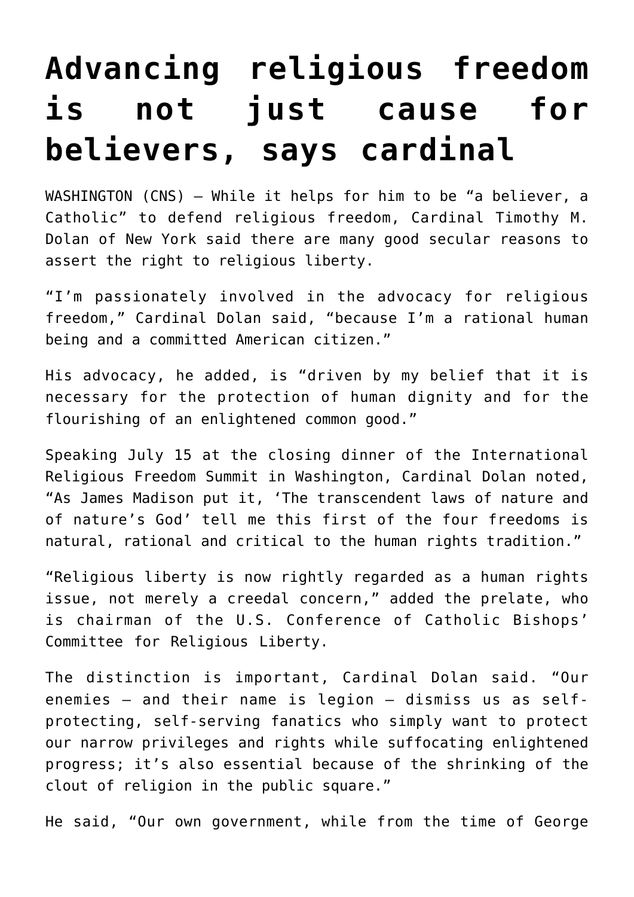# Advancing religious freedom is not just cause for believers, says cardinal

WASHINGTON (CNS) — While it helps for him to be "a believer, a Catholic" to defend religious freedom, Cardinal Timothy M. Dolan of New York said there are many good secular reasons to assert the right to religious liberty.

"I'm passionately involved in the advocacy for religious freedom," Cardinal Dolan said, "because I'm a rational human being and a committed American citizen."

His advocacy, he added, is "driven by my belief that it is necessary for the protection of human dignity and for the flourishing of an enlightened common good."

Speaking July 15 at the closing dinner of the International Religious Freedom Summit in Washington, Cardinal Dolan noted, "As James Madison put it, 'The transcendent laws of nature and of nature's God' tell me this first of the four freedoms is natural, rational and critical to the human rights tradition."

"Religious liberty is now rightly regarded as a human rights issue, not merely a creedal concern," added the prelate, who is chairman of the U.S. Conference of Catholic Bishops' Committee for Religious Liberty.

The distinction is important, Cardinal Dolan said. "Our enemies — and their name is legion — dismiss us as self-protecting, self-serving fanatics who simply want to protect our narrow privileges and rights while suffocating enlightened progress; it's also essential because of the shrinking of the clout of religion in the public square."

He said, "Our own government, while from the time of George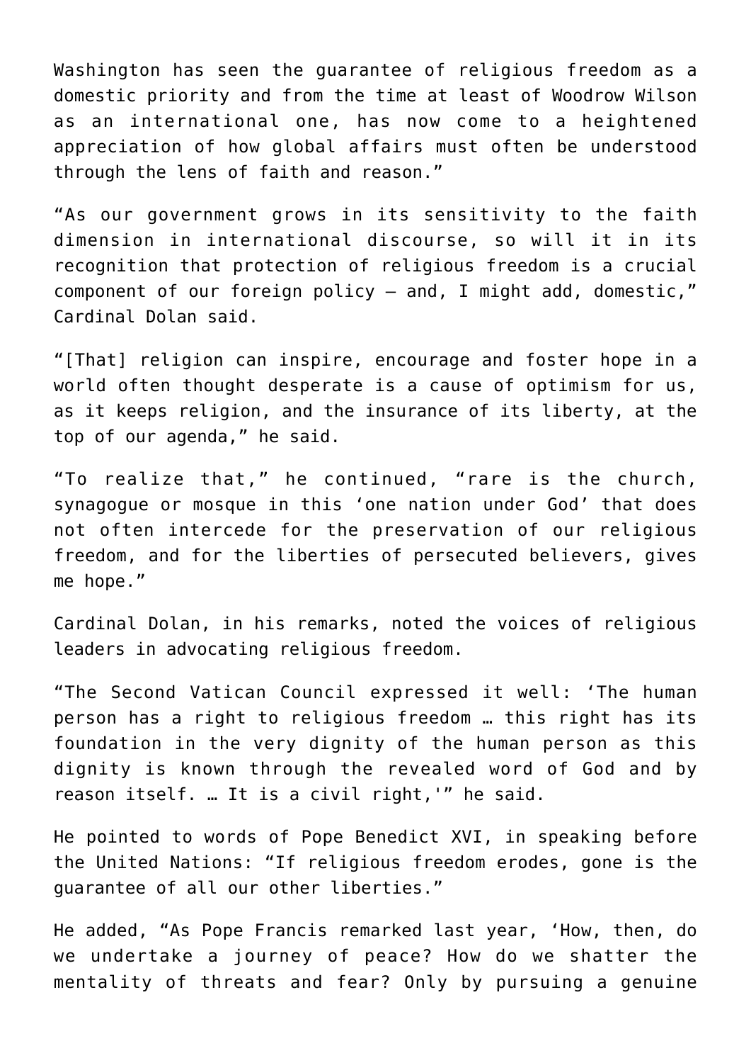Washington has seen the guarantee of religious freedom as a domestic priority and from the time at least of Woodrow Wilson as an international one, has now come to a heightened appreciation of how global affairs must often be understood through the lens of faith and reason."

"As our government grows in its sensitivity to the faith dimension in international discourse, so will it in its recognition that protection of religious freedom is a crucial component of our foreign policy — and, I might add, domestic," Cardinal Dolan said.

"[That] religion can inspire, encourage and foster hope in a world often thought desperate is a cause of optimism for us, as it keeps religion, and the insurance of its liberty, at the top of our agenda," he said.

"To realize that," he continued, "rare is the church, synagogue or mosque in this 'one nation under God' that does not often intercede for the preservation of our religious freedom, and for the liberties of persecuted believers, gives me hope."

Cardinal Dolan, in his remarks, noted the voices of religious leaders in advocating religious freedom.

"The Second Vatican Council expressed it well: 'The human person has a right to religious freedom … this right has its foundation in the very dignity of the human person as this dignity is known through the revealed word of God and by reason itself. … It is a civil right,'" he said.

He pointed to words of Pope Benedict XVI, in speaking before the United Nations: "If religious freedom erodes, gone is the guarantee of all our other liberties."

He added, "As Pope Francis remarked last year, 'How, then, do we undertake a journey of peace? How do we shatter the mentality of threats and fear? Only by pursuing a genuine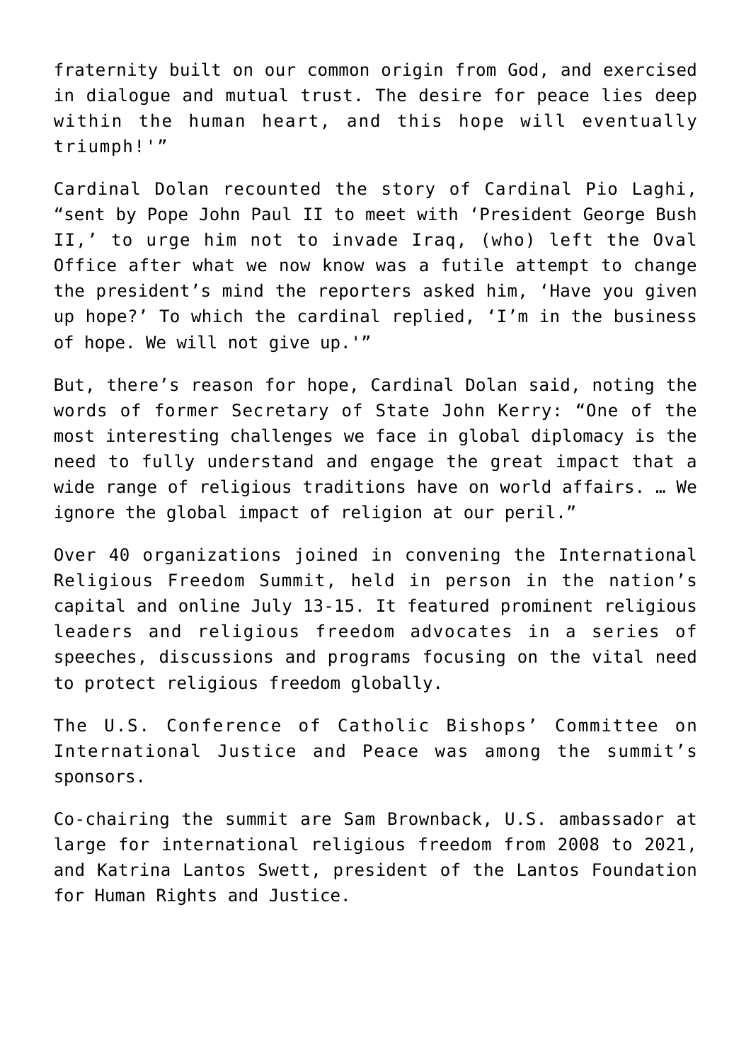fraternity built on our common origin from God, and exercised in dialogue and mutual trust. The desire for peace lies deep within the human heart, and this hope will eventually triumph!'"

Cardinal Dolan recounted the story of Cardinal Pio Laghi, "sent by Pope John Paul II to meet with 'President George Bush II,' to urge him not to invade Iraq, (who) left the Oval Office after what we now know was a futile attempt to change the president's mind the reporters asked him, 'Have you given up hope?' To which the cardinal replied, 'I'm in the business of hope. We will not give up.'"

But, there's reason for hope, Cardinal Dolan said, noting the words of former Secretary of State John Kerry: "One of the most interesting challenges we face in global diplomacy is the need to fully understand and engage the great impact that a wide range of religious traditions have on world affairs. … We ignore the global impact of religion at our peril."

Over 40 organizations joined in convening the International Religious Freedom Summit, held in person in the nation's capital and online July 13-15. It featured prominent religious leaders and religious freedom advocates in a series of speeches, discussions and programs focusing on the vital need to protect religious freedom globally.

The U.S. Conference of Catholic Bishops' Committee on International Justice and Peace was among the summit's sponsors.

Co-chairing the summit are Sam Brownback, U.S. ambassador at large for international religious freedom from 2008 to 2021, and Katrina Lantos Swett, president of the Lantos Foundation for Human Rights and Justice.